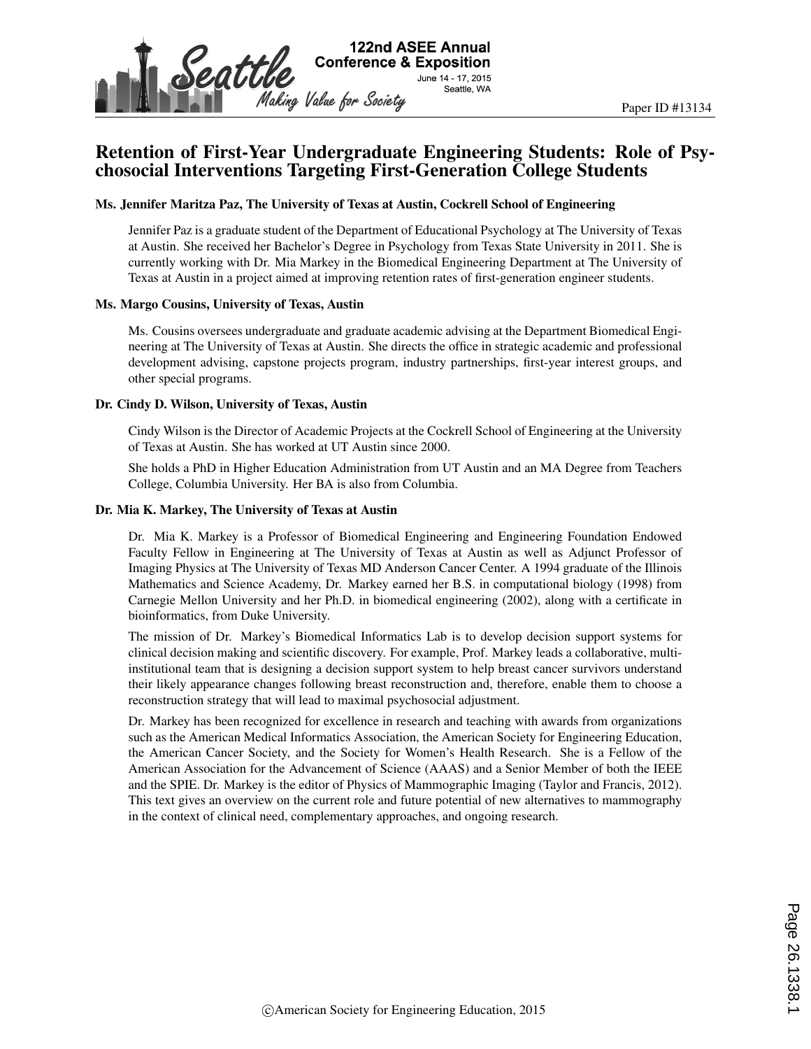Paper ID #13134

# Retention of First-Year Undergraduate Engineering Students: Role of Psychosocial Interventions Targeting First-Generation College Students

### Ms. Jennifer Maritza Paz, The University of Texas at Austin, Cockrell School of Engineering

Jennifer Paz is a graduate student of the Department of Educational Psychology at The University of Texas at Austin. She received her Bachelor's Degree in Psychology from Texas State University in 2011. She is currently working with Dr. Mia Markey in the Biomedical Engineering Department at The University of Texas at Austin in a project aimed at improving retention rates of first-generation engineer students.

### Ms. Margo Cousins, University of Texas, Austin

Ms. Cousins oversees undergraduate and graduate academic advising at the Department Biomedical Engineering at The University of Texas at Austin. She directs the office in strategic academic and professional development advising, capstone projects program, industry partnerships, first-year interest groups, and other special programs.

### Dr. Cindy D. Wilson, University of Texas, Austin

Cindy Wilson is the Director of Academic Projects at the Cockrell School of Engineering at the University of Texas at Austin. She has worked at UT Austin since 2000.

She holds a PhD in Higher Education Administration from UT Austin and an MA Degree from Teachers College, Columbia University. Her BA is also from Columbia.

### Dr. Mia K. Markey, The University of Texas at Austin

Dr. Mia K. Markey is a Professor of Biomedical Engineering and Engineering Foundation Endowed Faculty Fellow in Engineering at The University of Texas at Austin as well as Adjunct Professor of Imaging Physics at The University of Texas MD Anderson Cancer Center. A 1994 graduate of the Illinois Mathematics and Science Academy, Dr. Markey earned her B.S. in computational biology (1998) from Carnegie Mellon University and her Ph.D. in biomedical engineering (2002), along with a certificate in bioinformatics, from Duke University.

The mission of Dr. Markey's Biomedical Informatics Lab is to develop decision support systems for clinical decision making and scientific discovery. For example, Prof. Markey leads a collaborative, multi-institutional team that is designing a decision support system to help breast cancer survivors understand their likely appearance changes following breast reconstruction and, therefore, enable them to choose a reconstruction strategy that will lead to maximal psychosocial adjustment.

Dr. Markey has been recognized for excellence in research and teaching with awards from organizations such as the American Medical Informatics Association, the American Society for Engineering Education, the American Cancer Society, and the Society for Women's Health Research. She is a Fellow of the American Association for the Advancement of Science (AAAS) and a Senior Member of both the IEEE and the SPIE. Dr. Markey is the editor of Physics of Mammographic Imaging (Taylor and Francis, 2012). This text gives an overview on the current role and future potential of new alternatives to mammography in the context of clinical need, complementary approaches, and ongoing research.

©American Society for Engineering Education, 2015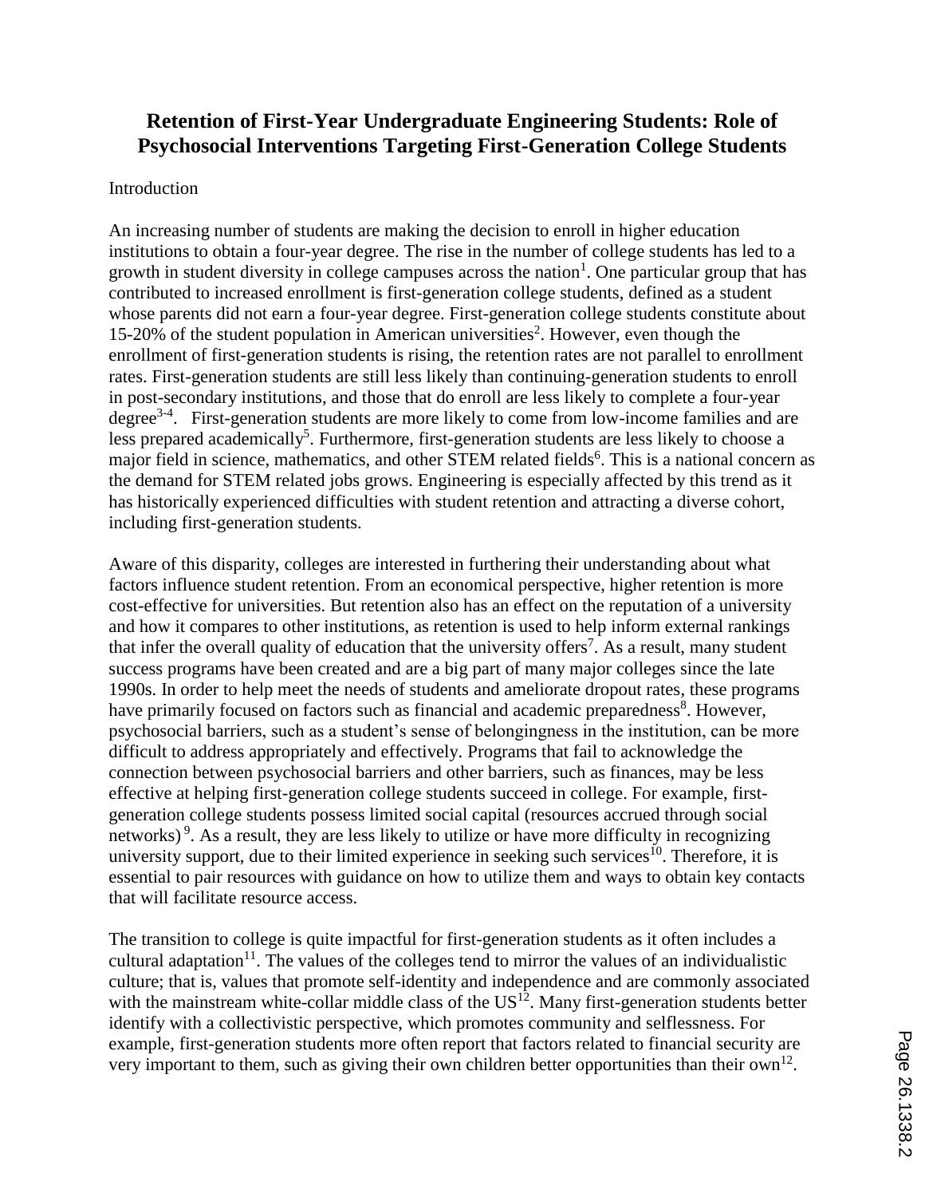# Retention of First-Year Undergraduate Engineering Students: Role of Psychosocial Interventions Targeting First-Generation College Students

## Introduction

An increasing number of students are making the decision to enroll in higher education institutions to obtain a four-year degree. The rise in the number of college students has led to a growth in student diversity in college campuses across the nation[1]. One particular group that has contributed to increased enrollment is first-generation college students, defined as a student whose parents did not earn a four-year degree. First-generation college students constitute about 15-20% of the student population in American universities[2]. However, even though the enrollment of first-generation students is rising, the retention rates are not parallel to enrollment rates. First-generation students are still less likely than continuing-generation students to enroll in post-secondary institutions, and those that do enroll are less likely to complete a four-year degree[3-4]. First-generation students are more likely to come from low-income families and are less prepared academically[5]. Furthermore, first-generation students are less likely to choose a major field in science, mathematics, and other STEM related fields[6]. This is a national concern as the demand for STEM related jobs grows. Engineering is especially affected by this trend as it has historically experienced difficulties with student retention and attracting a diverse cohort, including first-generation students.

Aware of this disparity, colleges are interested in furthering their understanding about what factors influence student retention. From an economical perspective, higher retention is more cost-effective for universities. But retention also has an effect on the reputation of a university and how it compares to other institutions, as retention is used to help inform external rankings that infer the overall quality of education that the university offers[7]. As a result, many student success programs have been created and are a big part of many major colleges since the late 1990s. In order to help meet the needs of students and ameliorate dropout rates, these programs have primarily focused on factors such as financial and academic preparedness[8]. However, psychosocial barriers, such as a student's sense of belongingness in the institution, can be more difficult to address appropriately and effectively. Programs that fail to acknowledge the connection between psychosocial barriers and other barriers, such as finances, may be less effective at helping first-generation college students succeed in college. For example, first-generation college students possess limited social capital (resources accrued through social networks)[9]. As a result, they are less likely to utilize or have more difficulty in recognizing university support, due to their limited experience in seeking such services[10]. Therefore, it is essential to pair resources with guidance on how to utilize them and ways to obtain key contacts that will facilitate resource access.

The transition to college is quite impactful for first-generation students as it often includes a cultural adaptation[11]. The values of the colleges tend to mirror the values of an individualistic culture; that is, values that promote self-identity and independence and are commonly associated with the mainstream white-collar middle class of the US[12]. Many first-generation students better identify with a collectivistic perspective, which promotes community and selflessness. For example, first-generation students more often report that factors related to financial security are very important to them, such as giving their own children better opportunities than their own[12].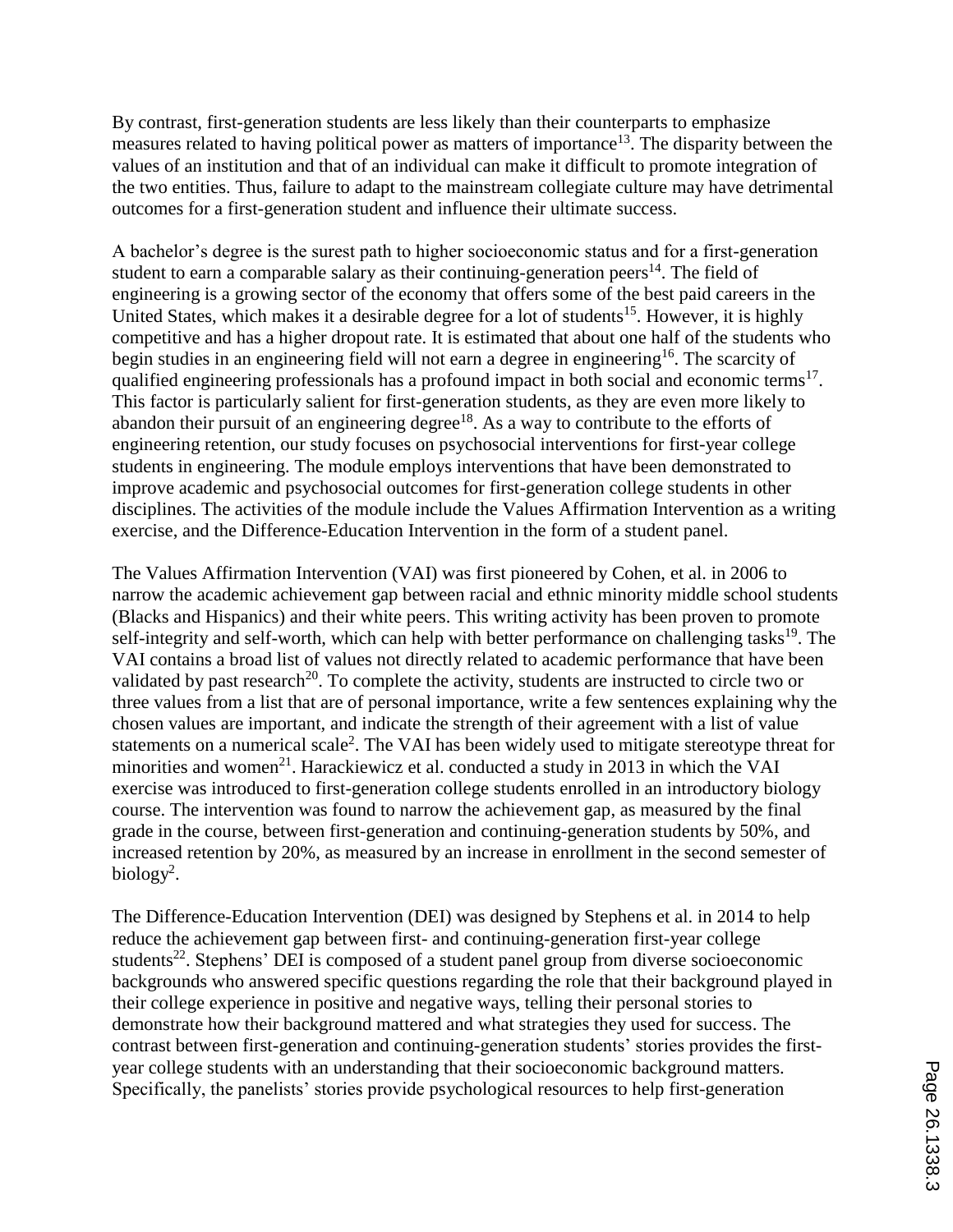By contrast, first-generation students are less likely than their counterparts to emphasize measures related to having political power as matters of importance[13]. The disparity between the values of an institution and that of an individual can make it difficult to promote integration of the two entities. Thus, failure to adapt to the mainstream collegiate culture may have detrimental outcomes for a first-generation student and influence their ultimate success.

A bachelor's degree is the surest path to higher socioeconomic status and for a first-generation student to earn a comparable salary as their continuing-generation peers[14]. The field of engineering is a growing sector of the economy that offers some of the best paid careers in the United States, which makes it a desirable degree for a lot of students[15]. However, it is highly competitive and has a higher dropout rate. It is estimated that about one half of the students who begin studies in an engineering field will not earn a degree in engineering[16]. The scarcity of qualified engineering professionals has a profound impact in both social and economic terms[17]. This factor is particularly salient for first-generation students, as they are even more likely to abandon their pursuit of an engineering degree[18]. As a way to contribute to the efforts of engineering retention, our study focuses on psychosocial interventions for first-year college students in engineering. The module employs interventions that have been demonstrated to improve academic and psychosocial outcomes for first-generation college students in other disciplines. The activities of the module include the Values Affirmation Intervention as a writing exercise, and the Difference-Education Intervention in the form of a student panel.

The Values Affirmation Intervention (VAI) was first pioneered by Cohen, et al. in 2006 to narrow the academic achievement gap between racial and ethnic minority middle school students (Blacks and Hispanics) and their white peers. This writing activity has been proven to promote self-integrity and self-worth, which can help with better performance on challenging tasks[19]. The VAI contains a broad list of values not directly related to academic performance that have been validated by past research[20]. To complete the activity, students are instructed to circle two or three values from a list that are of personal importance, write a few sentences explaining why the chosen values are important, and indicate the strength of their agreement with a list of value statements on a numerical scale[2]. The VAI has been widely used to mitigate stereotype threat for minorities and women[21]. Harackiewicz et al. conducted a study in 2013 in which the VAI exercise was introduced to first-generation college students enrolled in an introductory biology course. The intervention was found to narrow the achievement gap, as measured by the final grade in the course, between first-generation and continuing-generation students by 50%, and increased retention by 20%, as measured by an increase in enrollment in the second semester of biology[2].

The Difference-Education Intervention (DEI) was designed by Stephens et al. in 2014 to help reduce the achievement gap between first- and continuing-generation first-year college students[22]. Stephens' DEI is composed of a student panel group from diverse socioeconomic backgrounds who answered specific questions regarding the role that their background played in their college experience in positive and negative ways, telling their personal stories to demonstrate how their background mattered and what strategies they used for success. The contrast between first-generation and continuing-generation students' stories provides the first-year college students with an understanding that their socioeconomic background matters. Specifically, the panelists' stories provide psychological resources to help first-generation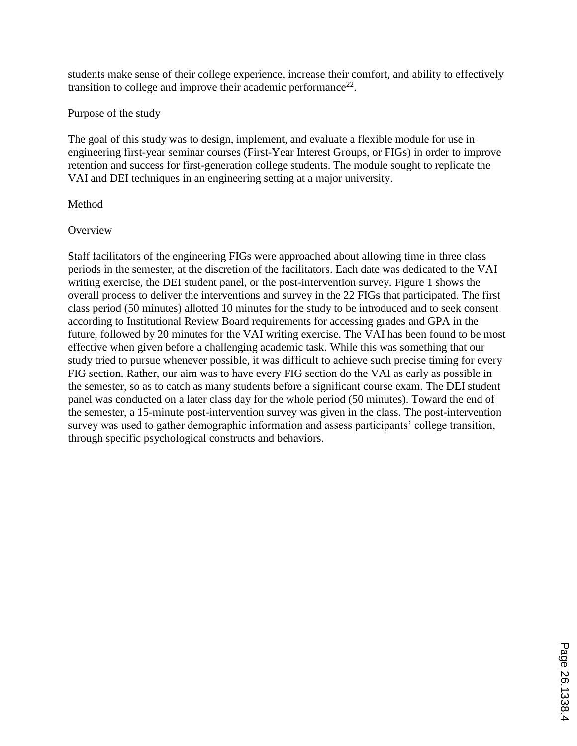students make sense of their college experience, increase their comfort, and ability to effectively transition to college and improve their academic performance[22].

## Purpose of the study

The goal of this study was to design, implement, and evaluate a flexible module for use in engineering first-year seminar courses (First-Year Interest Groups, or FIGs) in order to improve retention and success for first-generation college students. The module sought to replicate the VAI and DEI techniques in an engineering setting at a major university.

## Method

### Overview

Staff facilitators of the engineering FIGs were approached about allowing time in three class periods in the semester, at the discretion of the facilitators. Each date was dedicated to the VAI writing exercise, the DEI student panel, or the post-intervention survey. Figure 1 shows the overall process to deliver the interventions and survey in the 22 FIGs that participated. The first class period (50 minutes) allotted 10 minutes for the study to be introduced and to seek consent according to Institutional Review Board requirements for accessing grades and GPA in the future, followed by 20 minutes for the VAI writing exercise. The VAI has been found to be most effective when given before a challenging academic task. While this was something that our study tried to pursue whenever possible, it was difficult to achieve such precise timing for every FIG section. Rather, our aim was to have every FIG section do the VAI as early as possible in the semester, so as to catch as many students before a significant course exam. The DEI student panel was conducted on a later class day for the whole period (50 minutes). Toward the end of the semester, a 15-minute post-intervention survey was given in the class. The post-intervention survey was used to gather demographic information and assess participants' college transition, through specific psychological constructs and behaviors.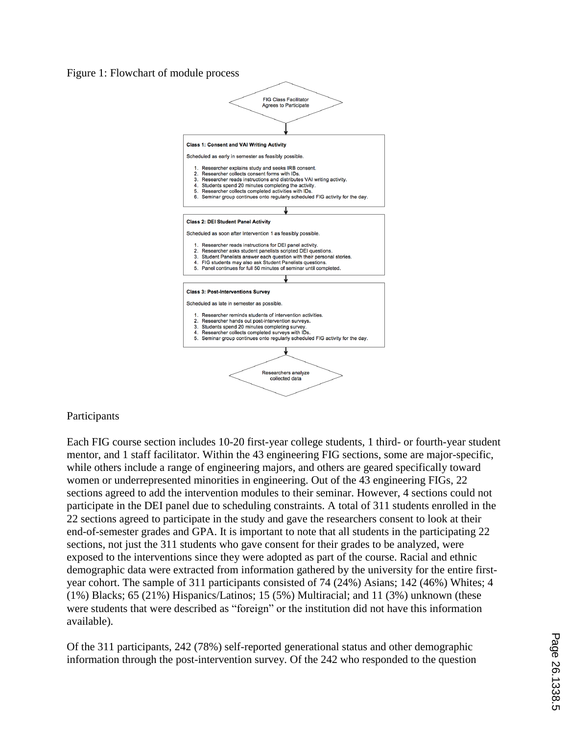Figure 1: Flowchart of module process

FIG Class Facilitator Agrees to Participate

**Class 1: Consent and VAI Writing Activity**

Scheduled as early in semester as feasibly possible.

1. Researcher explains study and seeks IRB consent.
2. Researcher collects consent forms with IDs.
3. Researcher reads instructions and distributes VAI writing activity.
4. Students spend 20 minutes completing the activity.
5. Researcher collects completed activities with IDs.
6. Seminar group continues onto regularly scheduled FIG activity for the day.

**Class 2: DEI Student Panel Activity**

Scheduled as soon after Intervention 1 as feasibly possible.

1. Researcher reads instructions for DEI panel activity.
2. Researcher asks student panelists scripted DEI questions.
3. Student Panelists answer each question with their personal stories.
4. FIG students may also ask Student Panelists questions.
5. Panel continues for full 50 minutes of seminar until completed.

**Class 3: Post-Interventions Survey**

Scheduled as late in semester as possible.

1. Researcher reminds students of intervention activities.
2. Researcher hands out post-intervention surveys.
3. Students spend 20 minutes completing survey.
4. Researcher collects completed surveys with IDs.
5. Seminar group continues onto regularly scheduled FIG activity for the day.

Researchers analyze collected data

## Participants

Each FIG course section includes 10-20 first-year college students, 1 third- or fourth-year student mentor, and 1 staff facilitator. Within the 43 engineering FIG sections, some are major-specific, while others include a range of engineering majors, and others are geared specifically toward women or underrepresented minorities in engineering. Out of the 43 engineering FIGs, 22 sections agreed to add the intervention modules to their seminar. However, 4 sections could not participate in the DEI panel due to scheduling constraints. A total of 311 students enrolled in the 22 sections agreed to participate in the study and gave the researchers consent to look at their end-of-semester grades and GPA. It is important to note that all students in the participating 22 sections, not just the 311 students who gave consent for their grades to be analyzed, were exposed to the interventions since they were adopted as part of the course. Racial and ethnic demographic data were extracted from information gathered by the university for the entire first-year cohort. The sample of 311 participants consisted of 74 (24%) Asians; 142 (46%) Whites; 4 (1%) Blacks; 65 (21%) Hispanics/Latinos; 15 (5%) Multiracial; and 11 (3%) unknown (these were students that were described as "foreign" or the institution did not have this information available).

Of the 311 participants, 242 (78%) self-reported generational status and other demographic information through the post-intervention survey. Of the 242 who responded to the question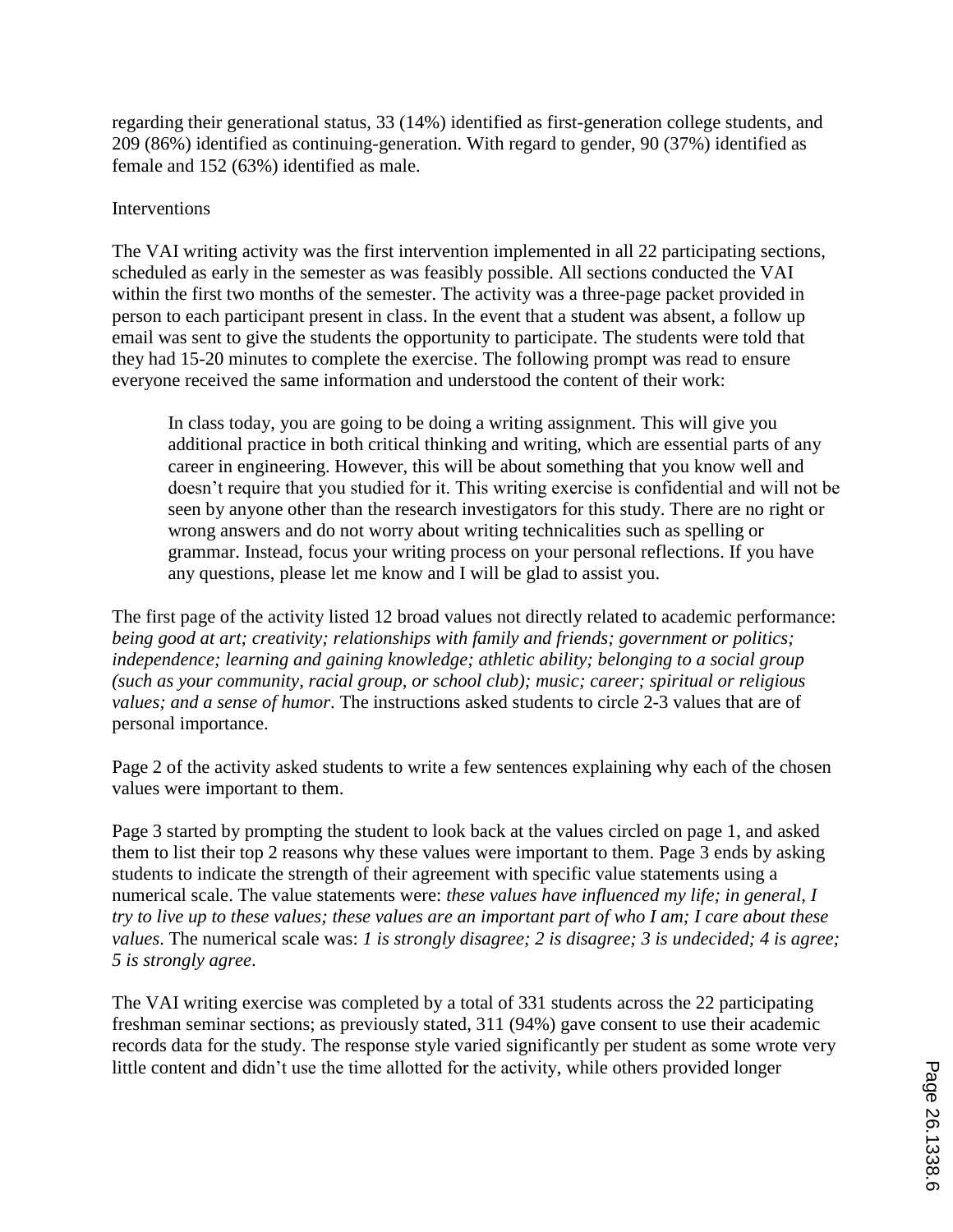regarding their generational status, 33 (14%) identified as first-generation college students, and 209 (86%) identified as continuing-generation. With regard to gender, 90 (37%) identified as female and 152 (63%) identified as male.

## Interventions

The VAI writing activity was the first intervention implemented in all 22 participating sections, scheduled as early in the semester as was feasibly possible. All sections conducted the VAI within the first two months of the semester. The activity was a three-page packet provided in person to each participant present in class. In the event that a student was absent, a follow up email was sent to give the students the opportunity to participate. The students were told that they had 15-20 minutes to complete the exercise. The following prompt was read to ensure everyone received the same information and understood the content of their work:

> In class today, you are going to be doing a writing assignment. This will give you additional practice in both critical thinking and writing, which are essential parts of any career in engineering. However, this will be about something that you know well and doesn't require that you studied for it. This writing exercise is confidential and will not be seen by anyone other than the research investigators for this study. There are no right or wrong answers and do not worry about writing technicalities such as spelling or grammar. Instead, focus your writing process on your personal reflections. If you have any questions, please let me know and I will be glad to assist you.

The first page of the activity listed 12 broad values not directly related to academic performance: *being good at art; creativity; relationships with family and friends; government or politics; independence; learning and gaining knowledge; athletic ability; belonging to a social group (such as your community, racial group, or school club); music; career; spiritual or religious values; and a sense of humor*. The instructions asked students to circle 2-3 values that are of personal importance.

Page 2 of the activity asked students to write a few sentences explaining why each of the chosen values were important to them.

Page 3 started by prompting the student to look back at the values circled on page 1, and asked them to list their top 2 reasons why these values were important to them. Page 3 ends by asking students to indicate the strength of their agreement with specific value statements using a numerical scale. The value statements were: *these values have influenced my life; in general, I try to live up to these values; these values are an important part of who I am; I care about these values*. The numerical scale was: *1 is strongly disagree; 2 is disagree; 3 is undecided; 4 is agree; 5 is strongly agree*.

The VAI writing exercise was completed by a total of 331 students across the 22 participating freshman seminar sections; as previously stated, 311 (94%) gave consent to use their academic records data for the study. The response style varied significantly per student as some wrote very little content and didn't use the time allotted for the activity, while others provided longer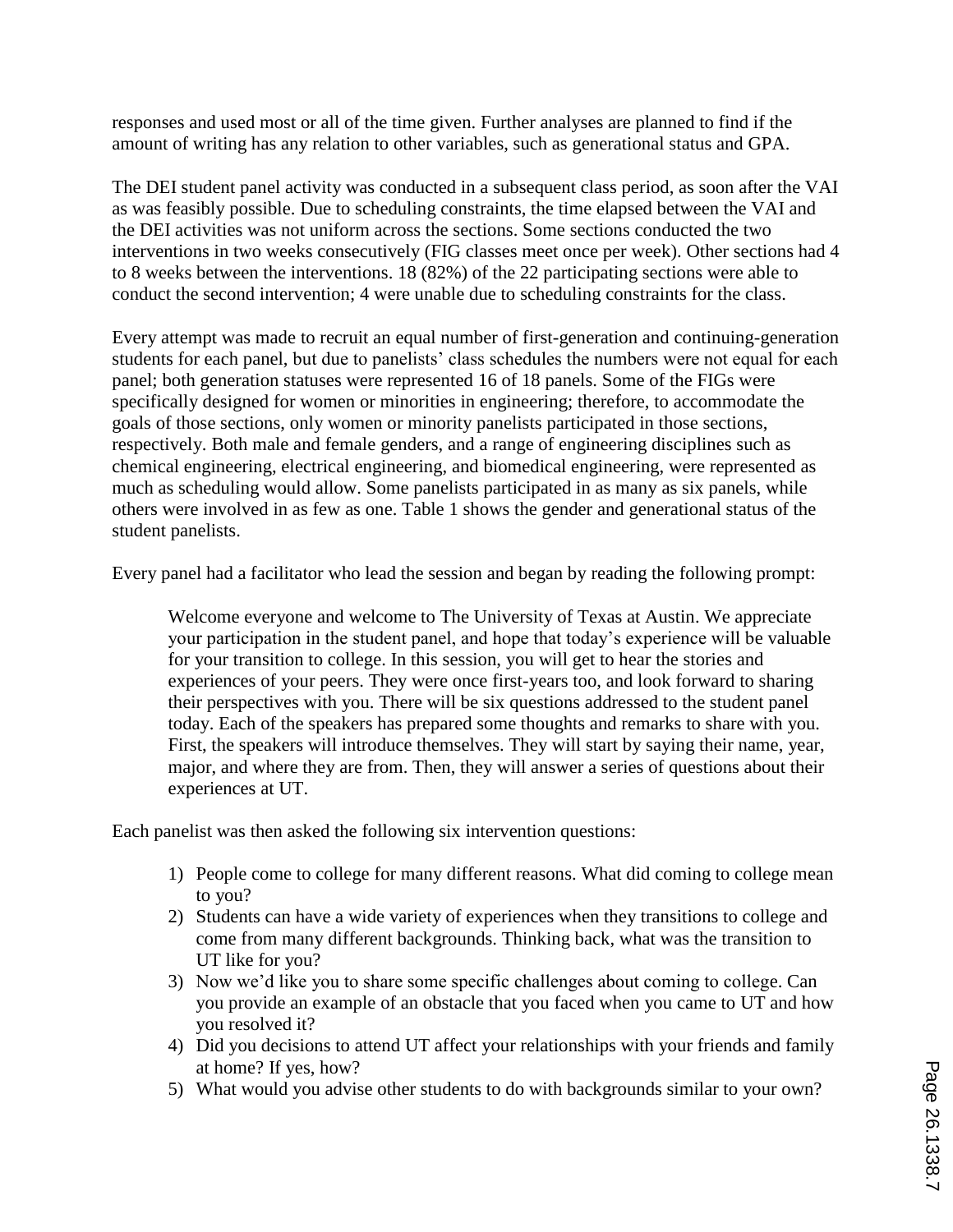responses and used most or all of the time given. Further analyses are planned to find if the amount of writing has any relation to other variables, such as generational status and GPA.

The DEI student panel activity was conducted in a subsequent class period, as soon after the VAI as was feasibly possible. Due to scheduling constraints, the time elapsed between the VAI and the DEI activities was not uniform across the sections. Some sections conducted the two interventions in two weeks consecutively (FIG classes meet once per week). Other sections had 4 to 8 weeks between the interventions. 18 (82%) of the 22 participating sections were able to conduct the second intervention; 4 were unable due to scheduling constraints for the class.

Every attempt was made to recruit an equal number of first-generation and continuing-generation students for each panel, but due to panelists' class schedules the numbers were not equal for each panel; both generation statuses were represented 16 of 18 panels. Some of the FIGs were specifically designed for women or minorities in engineering; therefore, to accommodate the goals of those sections, only women or minority panelists participated in those sections, respectively. Both male and female genders, and a range of engineering disciplines such as chemical engineering, electrical engineering, and biomedical engineering, were represented as much as scheduling would allow. Some panelists participated in as many as six panels, while others were involved in as few as one. Table 1 shows the gender and generational status of the student panelists.

Every panel had a facilitator who lead the session and began by reading the following prompt:

> Welcome everyone and welcome to The University of Texas at Austin. We appreciate your participation in the student panel, and hope that today's experience will be valuable for your transition to college. In this session, you will get to hear the stories and experiences of your peers. They were once first-years too, and look forward to sharing their perspectives with you. There will be six questions addressed to the student panel today. Each of the speakers has prepared some thoughts and remarks to share with you. First, the speakers will introduce themselves. They will start by saying their name, year, major, and where they are from. Then, they will answer a series of questions about their experiences at UT.

Each panelist was then asked the following six intervention questions:

1) People come to college for many different reasons. What did coming to college mean to you?
2) Students can have a wide variety of experiences when they transitions to college and come from many different backgrounds. Thinking back, what was the transition to UT like for you?
3) Now we'd like you to share some specific challenges about coming to college. Can you provide an example of an obstacle that you faced when you came to UT and how you resolved it?
4) Did you decisions to attend UT affect your relationships with your friends and family at home? If yes, how?
5) What would you advise other students to do with backgrounds similar to your own?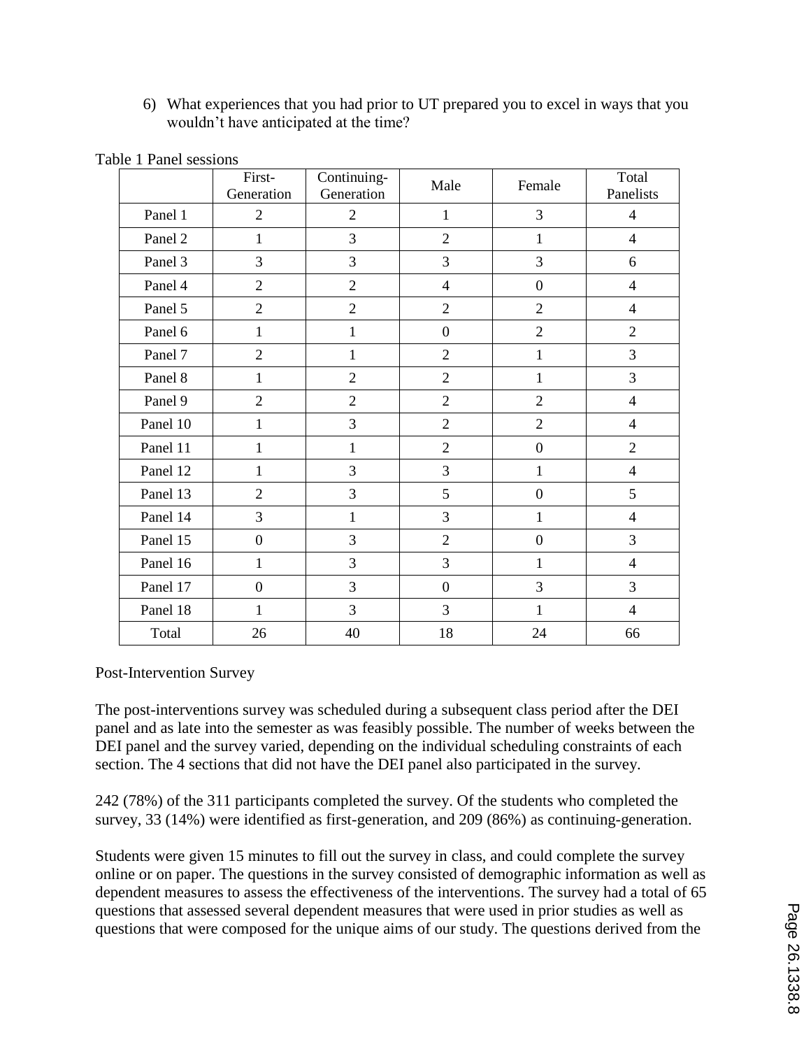6) What experiences that you had prior to UT prepared you to excel in ways that you wouldn't have anticipated at the time?

Table 1 Panel sessions

| | First-Generation | Continuing-Generation | Male | Female | Total Panelists |
|---|---|---|---|---|---|
| Panel 1 | 2 | 2 | 1 | 3 | 4 |
| Panel 2 | 1 | 3 | 2 | 1 | 4 |
| Panel 3 | 3 | 3 | 3 | 3 | 6 |
| Panel 4 | 2 | 2 | 4 | 0 | 4 |
| Panel 5 | 2 | 2 | 2 | 2 | 4 |
| Panel 6 | 1 | 1 | 0 | 2 | 2 |
| Panel 7 | 2 | 1 | 2 | 1 | 3 |
| Panel 8 | 1 | 2 | 2 | 1 | 3 |
| Panel 9 | 2 | 2 | 2 | 2 | 4 |
| Panel 10 | 1 | 3 | 2 | 2 | 4 |
| Panel 11 | 1 | 1 | 2 | 0 | 2 |
| Panel 12 | 1 | 3 | 3 | 1 | 4 |
| Panel 13 | 2 | 3 | 5 | 0 | 5 |
| Panel 14 | 3 | 1 | 3 | 1 | 4 |
| Panel 15 | 0 | 3 | 2 | 0 | 3 |
| Panel 16 | 1 | 3 | 3 | 1 | 4 |
| Panel 17 | 0 | 3 | 0 | 3 | 3 |
| Panel 18 | 1 | 3 | 3 | 1 | 4 |
| Total | 26 | 40 | 18 | 24 | 66 |

Post-Intervention Survey

The post-interventions survey was scheduled during a subsequent class period after the DEI panel and as late into the semester as was feasibly possible. The number of weeks between the DEI panel and the survey varied, depending on the individual scheduling constraints of each section. The 4 sections that did not have the DEI panel also participated in the survey.

242 (78%) of the 311 participants completed the survey. Of the students who completed the survey, 33 (14%) were identified as first-generation, and 209 (86%) as continuing-generation.

Students were given 15 minutes to fill out the survey in class, and could complete the survey online or on paper. The questions in the survey consisted of demographic information as well as dependent measures to assess the effectiveness of the interventions. The survey had a total of 65 questions that assessed several dependent measures that were used in prior studies as well as questions that were composed for the unique aims of our study. The questions derived from the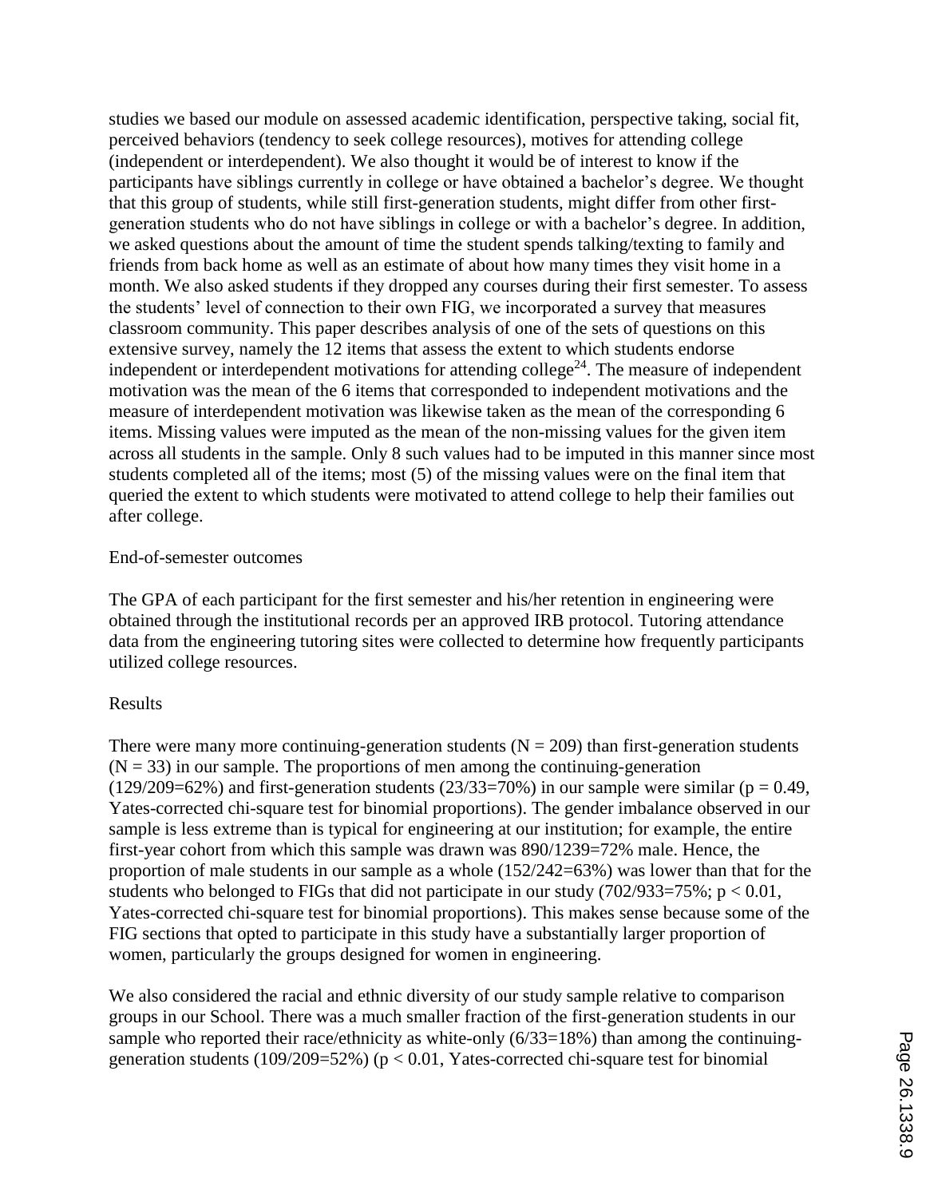studies we based our module on assessed academic identification, perspective taking, social fit, perceived behaviors (tendency to seek college resources), motives for attending college (independent or interdependent). We also thought it would be of interest to know if the participants have siblings currently in college or have obtained a bachelor's degree. We thought that this group of students, while still first-generation students, might differ from other first-generation students who do not have siblings in college or with a bachelor's degree. In addition, we asked questions about the amount of time the student spends talking/texting to family and friends from back home as well as an estimate of about how many times they visit home in a month. We also asked students if they dropped any courses during their first semester. To assess the students' level of connection to their own FIG, we incorporated a survey that measures classroom community. This paper describes analysis of one of the sets of questions on this extensive survey, namely the 12 items that assess the extent to which students endorse independent or interdependent motivations for attending college[24]. The measure of independent motivation was the mean of the 6 items that corresponded to independent motivations and the measure of interdependent motivation was likewise taken as the mean of the corresponding 6 items. Missing values were imputed as the mean of the non-missing values for the given item across all students in the sample. Only 8 such values had to be imputed in this manner since most students completed all of the items; most (5) of the missing values were on the final item that queried the extent to which students were motivated to attend college to help their families out after college.

End-of-semester outcomes

The GPA of each participant for the first semester and his/her retention in engineering were obtained through the institutional records per an approved IRB protocol. Tutoring attendance data from the engineering tutoring sites were collected to determine how frequently participants utilized college resources.

Results

There were many more continuing-generation students ($N = 209$) than first-generation students ($N = 33$) in our sample. The proportions of men among the continuing-generation (129/209=62%) and first-generation students (23/33=70%) in our sample were similar ($p = 0.49$, Yates-corrected chi-square test for binomial proportions). The gender imbalance observed in our sample is less extreme than is typical for engineering at our institution; for example, the entire first-year cohort from which this sample was drawn was 890/1239=72% male. Hence, the proportion of male students in our sample as a whole (152/242=63%) was lower than that for the students who belonged to FIGs that did not participate in our study (702/933=75%; $p < 0.01$, Yates-corrected chi-square test for binomial proportions). This makes sense because some of the FIG sections that opted to participate in this study have a substantially larger proportion of women, particularly the groups designed for women in engineering.

We also considered the racial and ethnic diversity of our study sample relative to comparison groups in our School. There was a much smaller fraction of the first-generation students in our sample who reported their race/ethnicity as white-only (6/33=18%) than among the continuing-generation students (109/209=52%) ($p < 0.01$, Yates-corrected chi-square test for binomial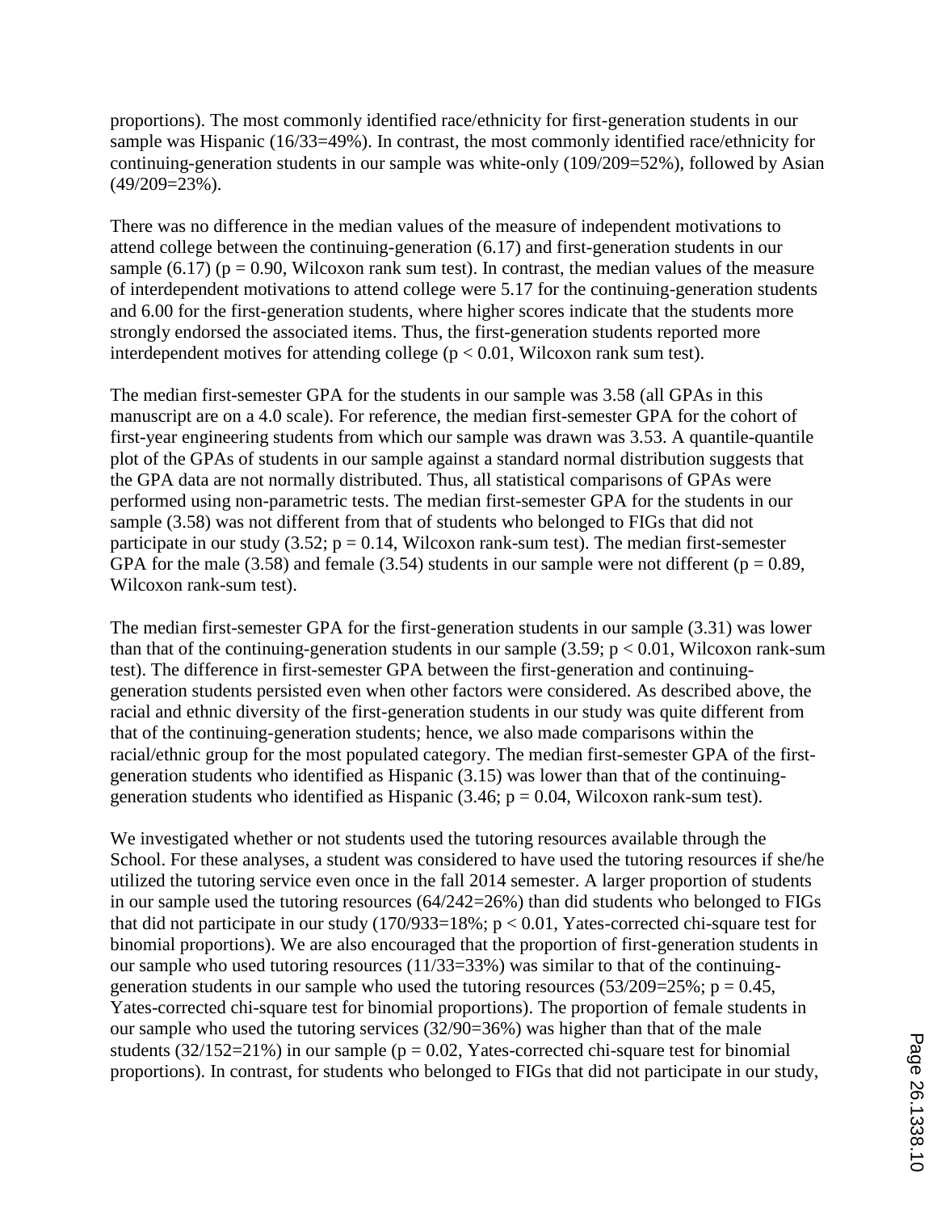proportions). The most commonly identified race/ethnicity for first-generation students in our sample was Hispanic (16/33=49%). In contrast, the most commonly identified race/ethnicity for continuing-generation students in our sample was white-only (109/209=52%), followed by Asian (49/209=23%).

There was no difference in the median values of the measure of independent motivations to attend college between the continuing-generation (6.17) and first-generation students in our sample (6.17) ($p = 0.90$, Wilcoxon rank sum test). In contrast, the median values of the measure of interdependent motivations to attend college were 5.17 for the continuing-generation students and 6.00 for the first-generation students, where higher scores indicate that the students more strongly endorsed the associated items. Thus, the first-generation students reported more interdependent motives for attending college ($p < 0.01$, Wilcoxon rank sum test).

The median first-semester GPA for the students in our sample was 3.58 (all GPAs in this manuscript are on a 4.0 scale). For reference, the median first-semester GPA for the cohort of first-year engineering students from which our sample was drawn was 3.53. A quantile-quantile plot of the GPAs of students in our sample against a standard normal distribution suggests that the GPA data are not normally distributed. Thus, all statistical comparisons of GPAs were performed using non-parametric tests. The median first-semester GPA for the students in our sample (3.58) was not different from that of students who belonged to FIGs that did not participate in our study (3.52; $p = 0.14$, Wilcoxon rank-sum test). The median first-semester GPA for the male (3.58) and female (3.54) students in our sample were not different ($p = 0.89$, Wilcoxon rank-sum test).

The median first-semester GPA for the first-generation students in our sample (3.31) was lower than that of the continuing-generation students in our sample (3.59; $p < 0.01$, Wilcoxon rank-sum test). The difference in first-semester GPA between the first-generation and continuing-generation students persisted even when other factors were considered. As described above, the racial and ethnic diversity of the first-generation students in our study was quite different from that of the continuing-generation students; hence, we also made comparisons within the racial/ethnic group for the most populated category. The median first-semester GPA of the first-generation students who identified as Hispanic (3.15) was lower than that of the continuing-generation students who identified as Hispanic (3.46; $p = 0.04$, Wilcoxon rank-sum test).

We investigated whether or not students used the tutoring resources available through the School. For these analyses, a student was considered to have used the tutoring resources if she/he utilized the tutoring service even once in the fall 2014 semester. A larger proportion of students in our sample used the tutoring resources (64/242=26%) than did students who belonged to FIGs that did not participate in our study (170/933=18%; $p < 0.01$, Yates-corrected chi-square test for binomial proportions). We are also encouraged that the proportion of first-generation students in our sample who used tutoring resources (11/33=33%) was similar to that of the continuing-generation students in our sample who used the tutoring resources (53/209=25%; $p = 0.45$, Yates-corrected chi-square test for binomial proportions). The proportion of female students in our sample who used the tutoring services (32/90=36%) was higher than that of the male students (32/152=21%) in our sample ($p = 0.02$, Yates-corrected chi-square test for binomial proportions). In contrast, for students who belonged to FIGs that did not participate in our study,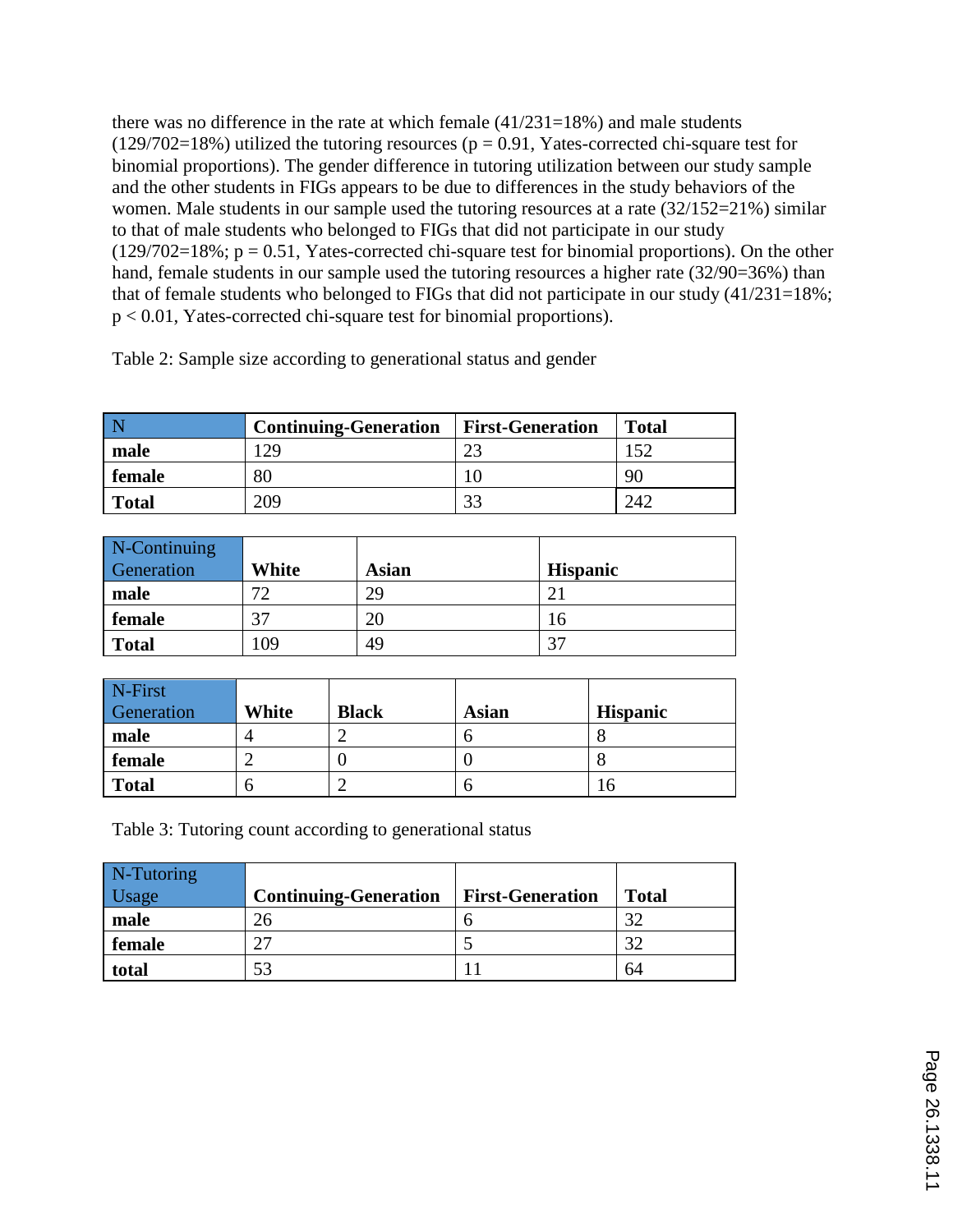there was no difference in the rate at which female (41/231=18%) and male students (129/702=18%) utilized the tutoring resources ($p = 0.91$, Yates-corrected chi-square test for binomial proportions). The gender difference in tutoring utilization between our study sample and the other students in FIGs appears to be due to differences in the study behaviors of the women. Male students in our sample used the tutoring resources at a rate (32/152=21%) similar to that of male students who belonged to FIGs that did not participate in our study (129/702=18%; $p = 0.51$, Yates-corrected chi-square test for binomial proportions). On the other hand, female students in our sample used the tutoring resources a higher rate (32/90=36%) than that of female students who belonged to FIGs that did not participate in our study (41/231=18%; $p < 0.01$, Yates-corrected chi-square test for binomial proportions).

Table 2: Sample size according to generational status and gender

| N | Continuing-Generation | First-Generation | Total |
|---|---|---|---|
| **male** | 129 | 23 | 152 |
| **female** | 80 | 10 | 90 |
| **Total** | 209 | 33 | 242 |

| N-Continuing Generation | White | Asian | Hispanic |
|---|---|---|---|
| **male** | 72 | 29 | 21 |
| **female** | 37 | 20 | 16 |
| **Total** | 109 | 49 | 37 |

| N-First Generation | White | Black | Asian | Hispanic |
|---|---|---|---|---|
| **male** | 4 | 2 | 6 | 8 |
| **female** | 2 | 0 | 0 | 8 |
| **Total** | 6 | 2 | 6 | 16 |

Table 3: Tutoring count according to generational status

| N-Tutoring Usage | Continuing-Generation | First-Generation | Total |
|---|---|---|---|
| **male** | 26 | 6 | 32 |
| **female** | 27 | 5 | 32 |
| **total** | 53 | 11 | 64 |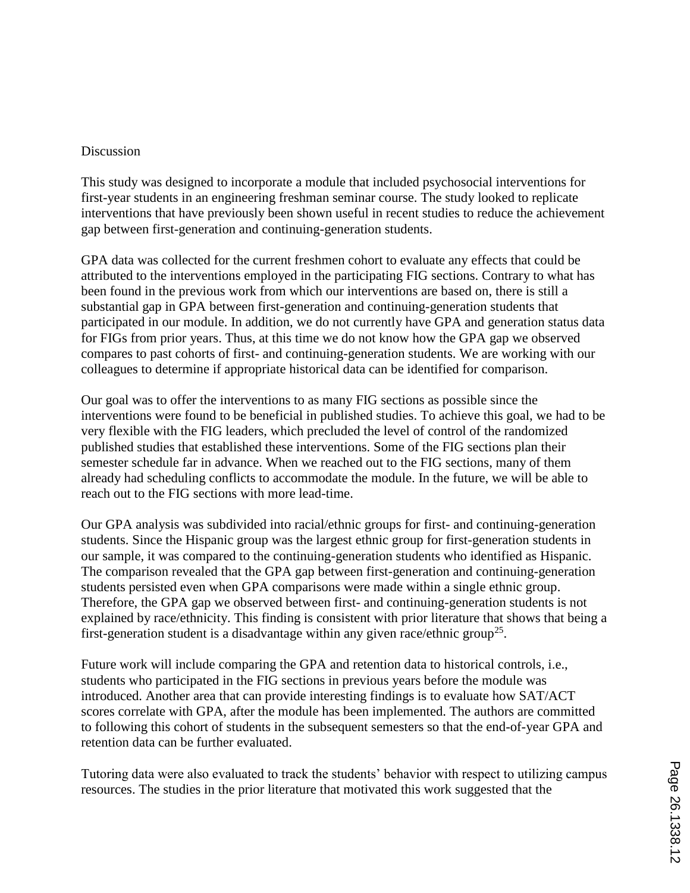## Discussion

This study was designed to incorporate a module that included psychosocial interventions for first-year students in an engineering freshman seminar course. The study looked to replicate interventions that have previously been shown useful in recent studies to reduce the achievement gap between first-generation and continuing-generation students.

GPA data was collected for the current freshmen cohort to evaluate any effects that could be attributed to the interventions employed in the participating FIG sections. Contrary to what has been found in the previous work from which our interventions are based on, there is still a substantial gap in GPA between first-generation and continuing-generation students that participated in our module. In addition, we do not currently have GPA and generation status data for FIGs from prior years. Thus, at this time we do not know how the GPA gap we observed compares to past cohorts of first- and continuing-generation students. We are working with our colleagues to determine if appropriate historical data can be identified for comparison.

Our goal was to offer the interventions to as many FIG sections as possible since the interventions were found to be beneficial in published studies. To achieve this goal, we had to be very flexible with the FIG leaders, which precluded the level of control of the randomized published studies that established these interventions. Some of the FIG sections plan their semester schedule far in advance. When we reached out to the FIG sections, many of them already had scheduling conflicts to accommodate the module. In the future, we will be able to reach out to the FIG sections with more lead-time.

Our GPA analysis was subdivided into racial/ethnic groups for first- and continuing-generation students. Since the Hispanic group was the largest ethnic group for first-generation students in our sample, it was compared to the continuing-generation students who identified as Hispanic. The comparison revealed that the GPA gap between first-generation and continuing-generation students persisted even when GPA comparisons were made within a single ethnic group. Therefore, the GPA gap we observed between first- and continuing-generation students is not explained by race/ethnicity. This finding is consistent with prior literature that shows that being a first-generation student is a disadvantage within any given race/ethnic group[25].

Future work will include comparing the GPA and retention data to historical controls, i.e., students who participated in the FIG sections in previous years before the module was introduced. Another area that can provide interesting findings is to evaluate how SAT/ACT scores correlate with GPA, after the module has been implemented. The authors are committed to following this cohort of students in the subsequent semesters so that the end-of-year GPA and retention data can be further evaluated.

Tutoring data were also evaluated to track the students' behavior with respect to utilizing campus resources. The studies in the prior literature that motivated this work suggested that the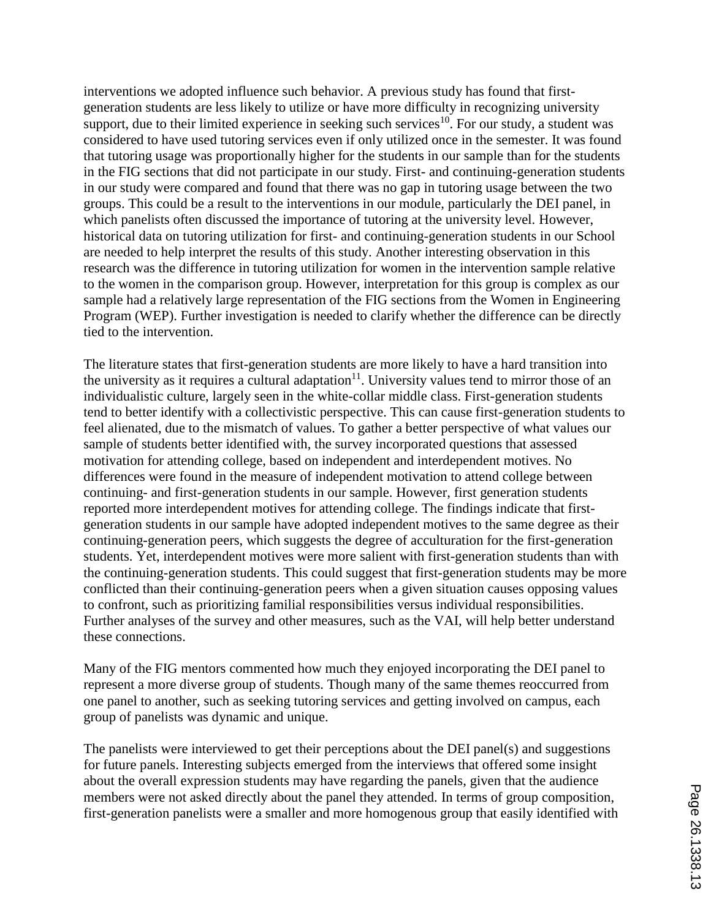interventions we adopted influence such behavior. A previous study has found that first-generation students are less likely to utilize or have more difficulty in recognizing university support, due to their limited experience in seeking such services[10]. For our study, a student was considered to have used tutoring services even if only utilized once in the semester. It was found that tutoring usage was proportionally higher for the students in our sample than for the students in the FIG sections that did not participate in our study. First- and continuing-generation students in our study were compared and found that there was no gap in tutoring usage between the two groups. This could be a result to the interventions in our module, particularly the DEI panel, in which panelists often discussed the importance of tutoring at the university level. However, historical data on tutoring utilization for first- and continuing-generation students in our School are needed to help interpret the results of this study. Another interesting observation in this research was the difference in tutoring utilization for women in the intervention sample relative to the women in the comparison group. However, interpretation for this group is complex as our sample had a relatively large representation of the FIG sections from the Women in Engineering Program (WEP). Further investigation is needed to clarify whether the difference can be directly tied to the intervention.

The literature states that first-generation students are more likely to have a hard transition into the university as it requires a cultural adaptation[11]. University values tend to mirror those of an individualistic culture, largely seen in the white-collar middle class. First-generation students tend to better identify with a collectivistic perspective. This can cause first-generation students to feel alienated, due to the mismatch of values. To gather a better perspective of what values our sample of students better identified with, the survey incorporated questions that assessed motivation for attending college, based on independent and interdependent motives. No differences were found in the measure of independent motivation to attend college between continuing- and first-generation students in our sample. However, first generation students reported more interdependent motives for attending college. The findings indicate that first-generation students in our sample have adopted independent motives to the same degree as their continuing-generation peers, which suggests the degree of acculturation for the first-generation students. Yet, interdependent motives were more salient with first-generation students than with the continuing-generation students. This could suggest that first-generation students may be more conflicted than their continuing-generation peers when a given situation causes opposing values to confront, such as prioritizing familial responsibilities versus individual responsibilities. Further analyses of the survey and other measures, such as the VAI, will help better understand these connections.

Many of the FIG mentors commented how much they enjoyed incorporating the DEI panel to represent a more diverse group of students. Though many of the same themes reoccurred from one panel to another, such as seeking tutoring services and getting involved on campus, each group of panelists was dynamic and unique.

The panelists were interviewed to get their perceptions about the DEI panel(s) and suggestions for future panels. Interesting subjects emerged from the interviews that offered some insight about the overall expression students may have regarding the panels, given that the audience members were not asked directly about the panel they attended. In terms of group composition, first-generation panelists were a smaller and more homogenous group that easily identified with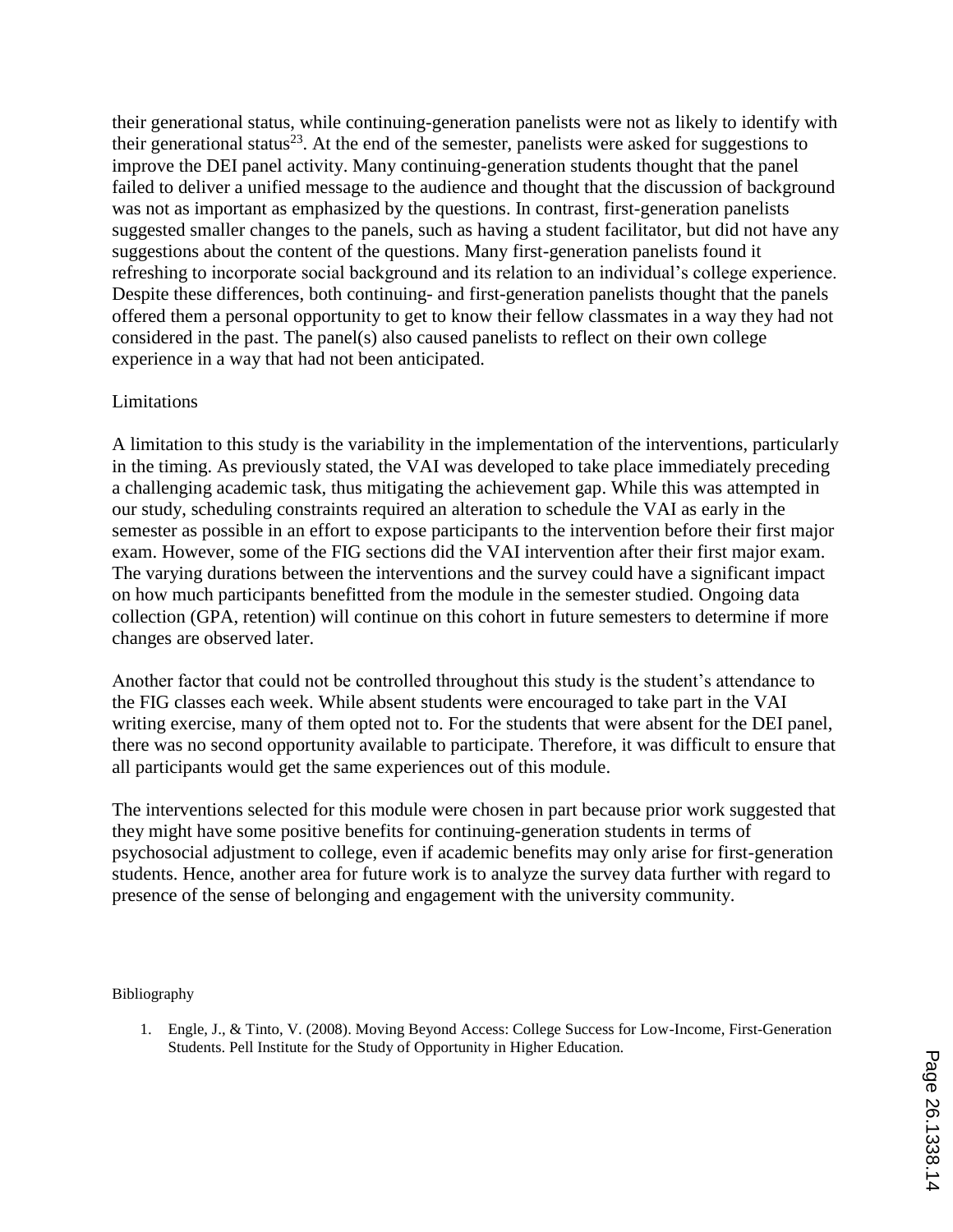their generational status, while continuing-generation panelists were not as likely to identify with their generational status[23]. At the end of the semester, panelists were asked for suggestions to improve the DEI panel activity. Many continuing-generation students thought that the panel failed to deliver a unified message to the audience and thought that the discussion of background was not as important as emphasized by the questions. In contrast, first-generation panelists suggested smaller changes to the panels, such as having a student facilitator, but did not have any suggestions about the content of the questions. Many first-generation panelists found it refreshing to incorporate social background and its relation to an individual's college experience. Despite these differences, both continuing- and first-generation panelists thought that the panels offered them a personal opportunity to get to know their fellow classmates in a way they had not considered in the past. The panel(s) also caused panelists to reflect on their own college experience in a way that had not been anticipated.

## Limitations

A limitation to this study is the variability in the implementation of the interventions, particularly in the timing. As previously stated, the VAI was developed to take place immediately preceding a challenging academic task, thus mitigating the achievement gap. While this was attempted in our study, scheduling constraints required an alteration to schedule the VAI as early in the semester as possible in an effort to expose participants to the intervention before their first major exam. However, some of the FIG sections did the VAI intervention after their first major exam. The varying durations between the interventions and the survey could have a significant impact on how much participants benefitted from the module in the semester studied. Ongoing data collection (GPA, retention) will continue on this cohort in future semesters to determine if more changes are observed later.

Another factor that could not be controlled throughout this study is the student's attendance to the FIG classes each week. While absent students were encouraged to take part in the VAI writing exercise, many of them opted not to. For the students that were absent for the DEI panel, there was no second opportunity available to participate. Therefore, it was difficult to ensure that all participants would get the same experiences out of this module.

The interventions selected for this module were chosen in part because prior work suggested that they might have some positive benefits for continuing-generation students in terms of psychosocial adjustment to college, even if academic benefits may only arise for first-generation students. Hence, another area for future work is to analyze the survey data further with regard to presence of the sense of belonging and engagement with the university community.

## Bibliography

1. Engle, J., & Tinto, V. (2008). Moving Beyond Access: College Success for Low-Income, First-Generation Students. Pell Institute for the Study of Opportunity in Higher Education.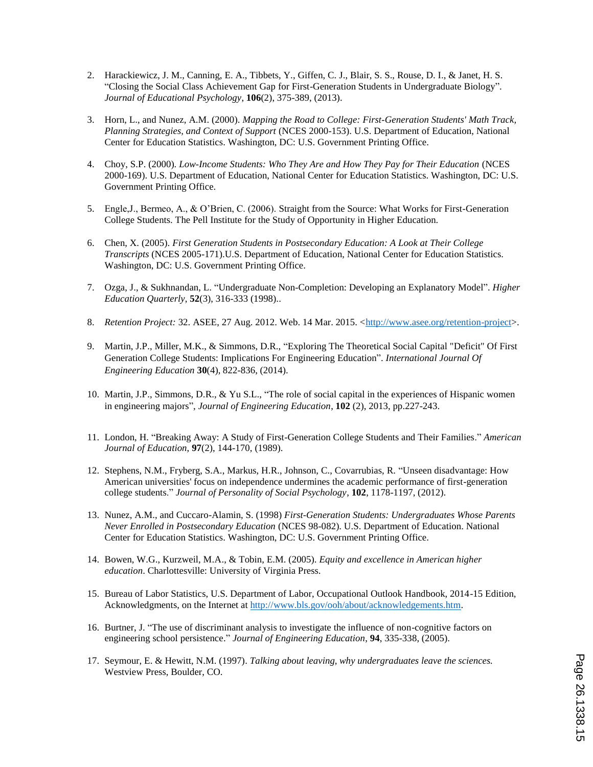2. Harackiewicz, J. M., Canning, E. A., Tibbets, Y., Giffen, C. J., Blair, S. S., Rouse, D. I., & Janet, H. S. "Closing the Social Class Achievement Gap for First-Generation Students in Undergraduate Biology". *Journal of Educational Psychology*, **106**(2), 375-389, (2013).

3. Horn, L., and Nunez, A.M. (2000). *Mapping the Road to College: First-Generation Students' Math Track, Planning Strategies, and Context of Support* (NCES 2000-153). U.S. Department of Education, National Center for Education Statistics. Washington, DC: U.S. Government Printing Office.

4. Choy, S.P. (2000). *Low-Income Students: Who They Are and How They Pay for Their Education* (NCES 2000-169). U.S. Department of Education, National Center for Education Statistics. Washington, DC: U.S. Government Printing Office.

5. Engle,J., Bermeo, A., & O'Brien, C. (2006). Straight from the Source: What Works for First-Generation College Students. The Pell Institute for the Study of Opportunity in Higher Education.

6. Chen, X. (2005). *First Generation Students in Postsecondary Education: A Look at Their College Transcripts* (NCES 2005-171).U.S. Department of Education, National Center for Education Statistics. Washington, DC: U.S. Government Printing Office.

7. Ozga, J., & Sukhnandan, L. "Undergraduate Non-Completion: Developing an Explanatory Model". *Higher Education Quarterly*, **52**(3), 316-333 (1998)..

8. *Retention Project:* 32. ASEE, 27 Aug. 2012. Web. 14 Mar. 2015. <http://www.asee.org/retention-project>.

9. Martin, J.P., Miller, M.K., & Simmons, D.R., "Exploring The Theoretical Social Capital "Deficit" Of First Generation College Students: Implications For Engineering Education". *International Journal Of Engineering Education* **30**(4), 822-836, (2014).

10. Martin, J.P., Simmons, D.R., & Yu S.L., "The role of social capital in the experiences of Hispanic women in engineering majors", *Journal of Engineering Education*, **102** (2), 2013, pp.227-243.

11. London, H. "Breaking Away: A Study of First-Generation College Students and Their Families." *American Journal of Education*, **97**(2), 144-170, (1989).

12. Stephens, N.M., Fryberg, S.A., Markus, H.R., Johnson, C., Covarrubias, R. "Unseen disadvantage: How American universities' focus on independence undermines the academic performance of first-generation college students." *Journal of Personality of Social Psychology*, **102**, 1178-1197, (2012).

13. Nunez, A.M., and Cuccaro-Alamin, S. (1998) *First-Generation Students: Undergraduates Whose Parents Never Enrolled in Postsecondary Education* (NCES 98-082). U.S. Department of Education. National Center for Education Statistics. Washington, DC: U.S. Government Printing Office.

14. Bowen, W.G., Kurzweil, M.A., & Tobin, E.M. (2005). *Equity and excellence in American higher education*. Charllottesville: University of Virginia Press.

15. Bureau of Labor Statistics, U.S. Department of Labor, Occupational Outlook Handbook, 2014-15 Edition, Acknowledgments, on the Internet at http://www.bls.gov/ooh/about/acknowledgements.htm.

16. Burtner, J. "The use of discriminant analysis to investigate the influence of non-cognitive factors on engineering school persistence." *Journal of Engineering Education*, **94**, 335-338, (2005).

17. Seymour, E. & Hewitt, N.M. (1997). *Talking about leaving, why undergraduates leave the sciences.* Westview Press, Boulder, CO.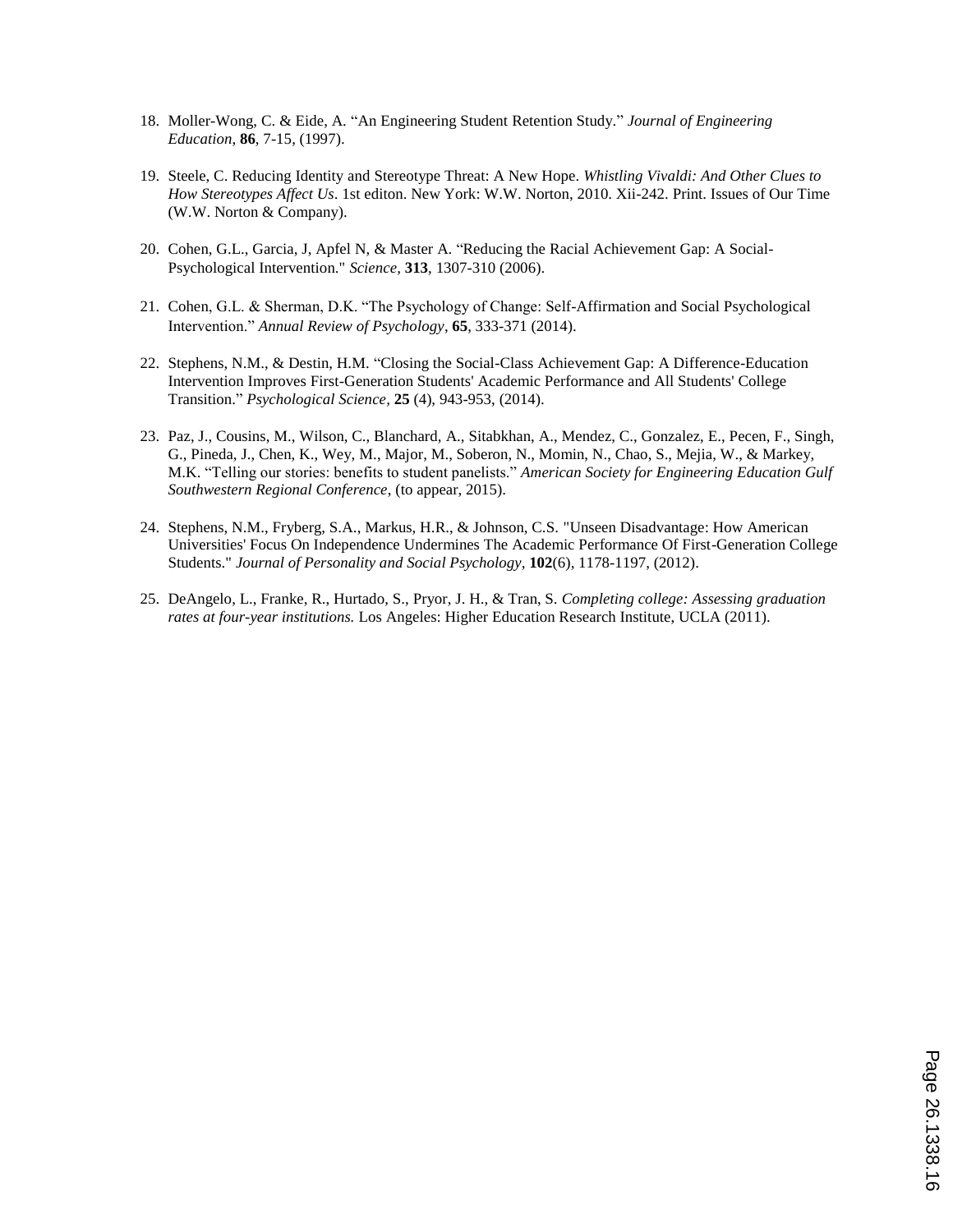18. Moller-Wong, C. & Eide, A. "An Engineering Student Retention Study." *Journal of Engineering Education*, **86**, 7-15, (1997).

19. Steele, C. Reducing Identity and Stereotype Threat: A New Hope. *Whistling Vivaldi: And Other Clues to How Stereotypes Affect Us*. 1st editon. New York: W.W. Norton, 2010. Xii-242. Print. Issues of Our Time (W.W. Norton & Company).

20. Cohen, G.L., Garcia, J, Apfel N, & Master A. "Reducing the Racial Achievement Gap: A Social-Psychological Intervention." *Science*, **313**, 1307-310 (2006).

21. Cohen, G.L. & Sherman, D.K. "The Psychology of Change: Self-Affirmation and Social Psychological Intervention." *Annual Review of Psychology*, **65**, 333-371 (2014).

22. Stephens, N.M., & Destin, H.M. "Closing the Social-Class Achievement Gap: A Difference-Education Intervention Improves First-Generation Students' Academic Performance and All Students' College Transition." *Psychological Science*, **25** (4), 943-953, (2014).

23. Paz, J., Cousins, M., Wilson, C., Blanchard, A., Sitabkhan, A., Mendez, C., Gonzalez, E., Pecen, F., Singh, G., Pineda, J., Chen, K., Wey, M., Major, M., Soberon, N., Momin, N., Chao, S., Mejia, W., & Markey, M.K. "Telling our stories: benefits to student panelists." *American Society for Engineering Education Gulf Southwestern Regional Conference*, (to appear, 2015).

24. Stephens, N.M., Fryberg, S.A., Markus, H.R., & Johnson, C.S. "Unseen Disadvantage: How American Universities' Focus On Independence Undermines The Academic Performance Of First-Generation College Students." *Journal of Personality and Social Psychology*, **102**(6), 1178-1197, (2012).

25. DeAngelo, L., Franke, R., Hurtado, S., Pryor, J. H., & Tran, S. *Completing college: Assessing graduation rates at four-year institutions.* Los Angeles: Higher Education Research Institute, UCLA (2011).